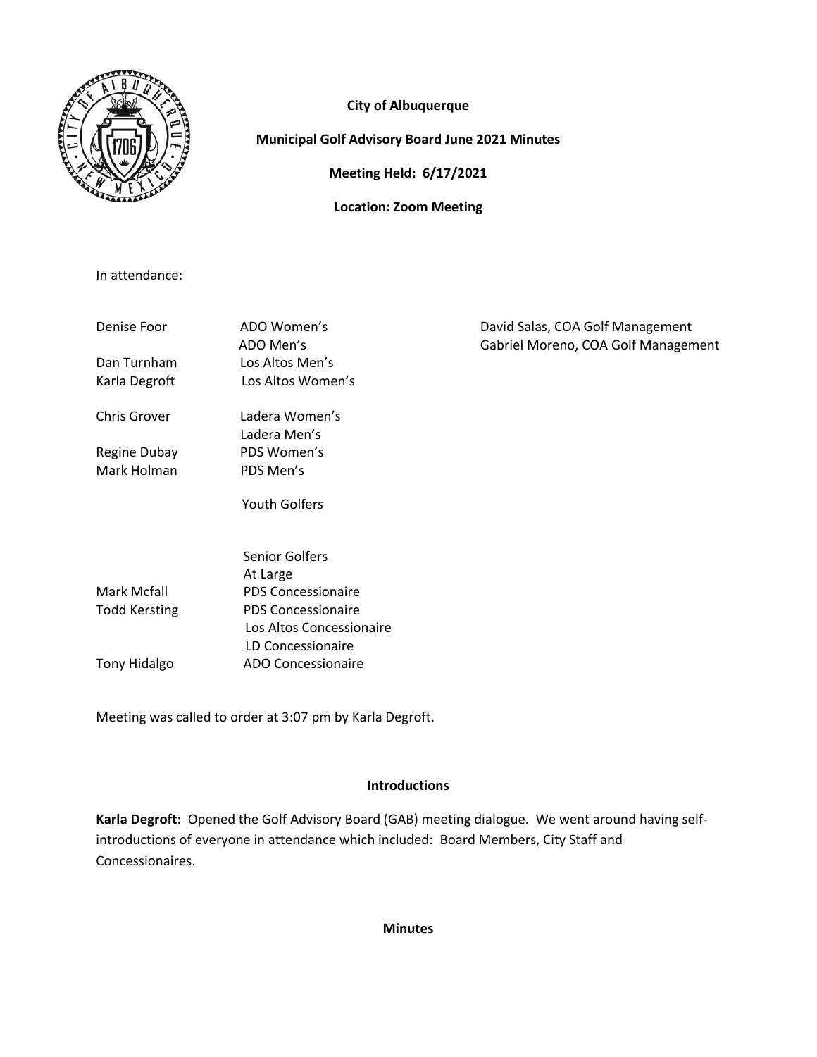**City of Albuquerque**

**Municipal Golf Advisory Board June 2021 Minutes**

**Meeting Held: 6/17/2021**

**Location: Zoom Meeting**

In attendance:

| | | |
|---|---|---|
| Denise Foor | ADO Women's | David Salas, COA Golf Management |
| | ADO Men's | Gabriel Moreno, COA Golf Management |
| Dan Turnham | Los Altos Men's | |
| Karla Degroft | Los Altos Women's | |
| Chris Grover | Ladera Women's | |
| | Ladera Men's | |
| Regine Dubay | PDS Women's | |
| Mark Holman | PDS Men's | |
| | Youth Golfers | |
| | Senior Golfers | |
| | At Large | |
| Mark Mcfall | PDS Concessionaire | |
| Todd Kersting | PDS Concessionaire | |
| | Los Altos Concessionaire | |
| | LD Concessionaire | |
| Tony Hidalgo | ADO Concessionaire | |

Meeting was called to order at 3:07 pm by Karla Degroft.

## Introductions

**Karla Degroft:** Opened the Golf Advisory Board (GAB) meeting dialogue. We went around having self-introductions of everyone in attendance which included: Board Members, City Staff and Concessionaires.

## Minutes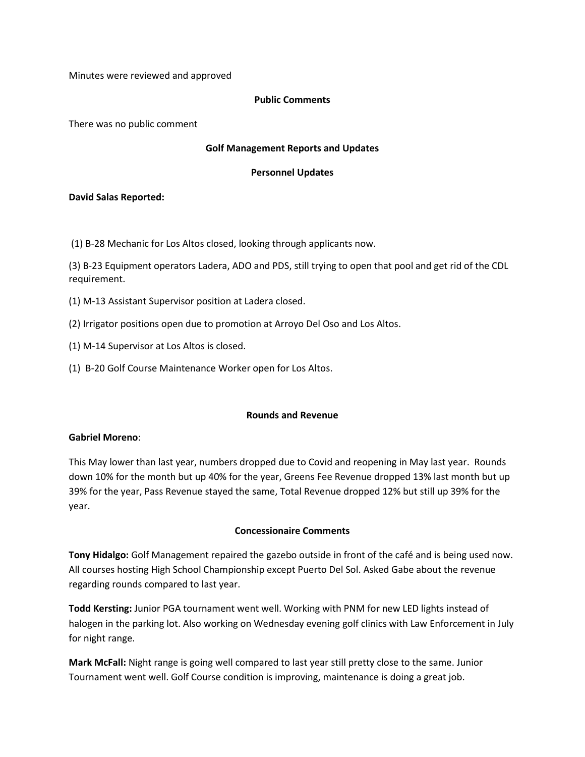Minutes were reviewed and approved

**Public Comments**

There was no public comment

**Golf Management Reports and Updates**

**Personnel Updates**

**David Salas Reported:**

(1) B-28 Mechanic for Los Altos closed, looking through applicants now.

(3) B-23 Equipment operators Ladera, ADO and PDS, still trying to open that pool and get rid of the CDL requirement.

(1) M-13 Assistant Supervisor position at Ladera closed.

(2) Irrigator positions open due to promotion at Arroyo Del Oso and Los Altos.

(1) M-14 Supervisor at Los Altos is closed.

(1) B-20 Golf Course Maintenance Worker open for Los Altos.

**Rounds and Revenue**

**Gabriel Moreno**:

This May lower than last year, numbers dropped due to Covid and reopening in May last year. Rounds down 10% for the month but up 40% for the year, Greens Fee Revenue dropped 13% last month but up 39% for the year, Pass Revenue stayed the same, Total Revenue dropped 12% but still up 39% for the year.

**Concessionaire Comments**

**Tony Hidalgo:** Golf Management repaired the gazebo outside in front of the café and is being used now. All courses hosting High School Championship except Puerto Del Sol. Asked Gabe about the revenue regarding rounds compared to last year.

**Todd Kersting:** Junior PGA tournament went well. Working with PNM for new LED lights instead of halogen in the parking lot. Also working on Wednesday evening golf clinics with Law Enforcement in July for night range.

**Mark McFall:** Night range is going well compared to last year still pretty close to the same. Junior Tournament went well. Golf Course condition is improving, maintenance is doing a great job.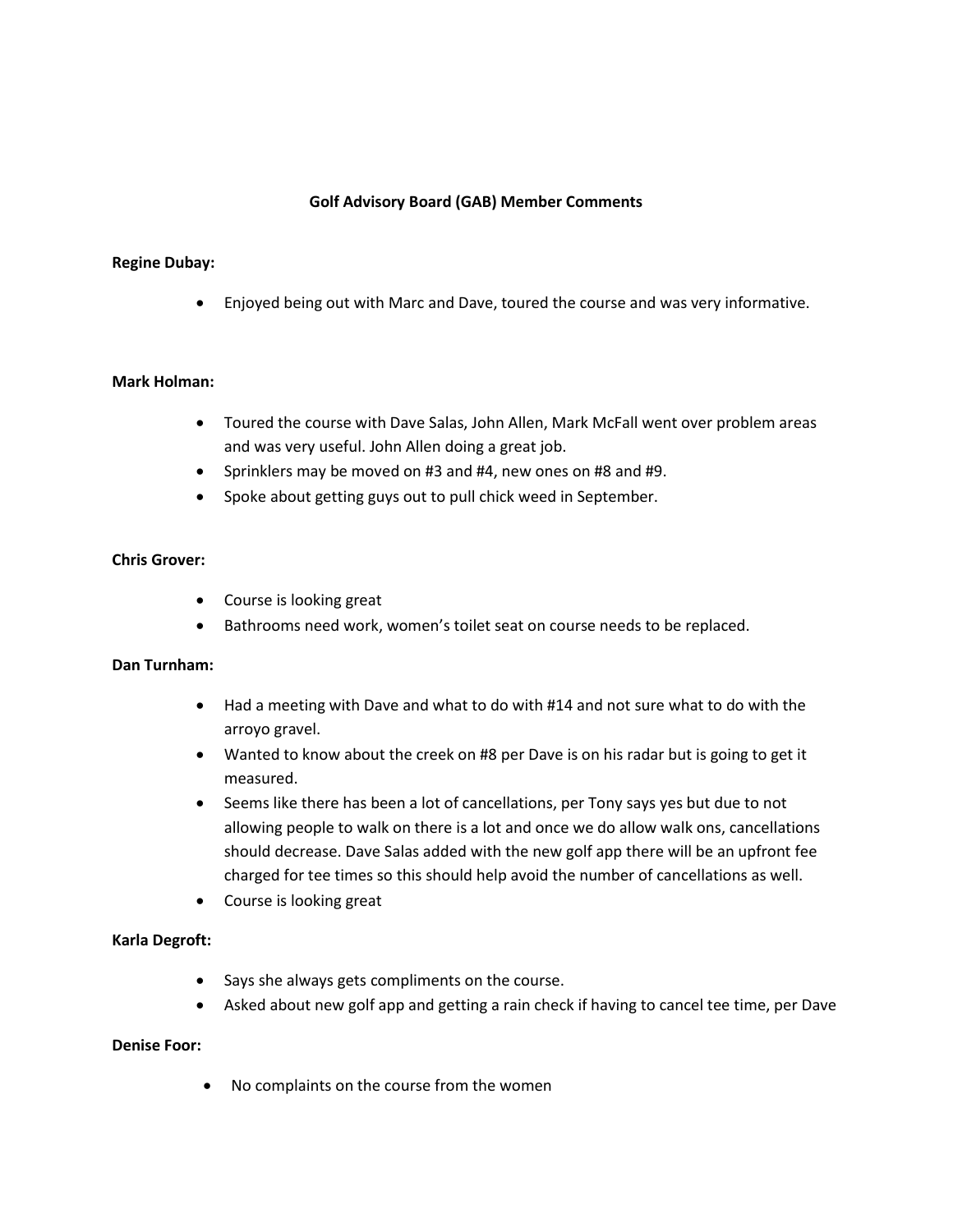**Golf Advisory Board (GAB) Member Comments**

**Regine Dubay:**

- Enjoyed being out with Marc and Dave, toured the course and was very informative.

**Mark Holman:**

- Toured the course with Dave Salas, John Allen, Mark McFall went over problem areas and was very useful. John Allen doing a great job.
- Sprinklers may be moved on #3 and #4, new ones on #8 and #9.
- Spoke about getting guys out to pull chick weed in September.

**Chris Grover:**

- Course is looking great
- Bathrooms need work, women's toilet seat on course needs to be replaced.

**Dan Turnham:**

- Had a meeting with Dave and what to do with #14 and not sure what to do with the arroyo gravel.
- Wanted to know about the creek on #8 per Dave is on his radar but is going to get it measured.
- Seems like there has been a lot of cancellations, per Tony says yes but due to not allowing people to walk on there is a lot and once we do allow walk ons, cancellations should decrease. Dave Salas added with the new golf app there will be an upfront fee charged for tee times so this should help avoid the number of cancellations as well.
- Course is looking great

**Karla Degroft:**

- Says she always gets compliments on the course.
- Asked about new golf app and getting a rain check if having to cancel tee time, per Dave

**Denise Foor:**

- No complaints on the course from the women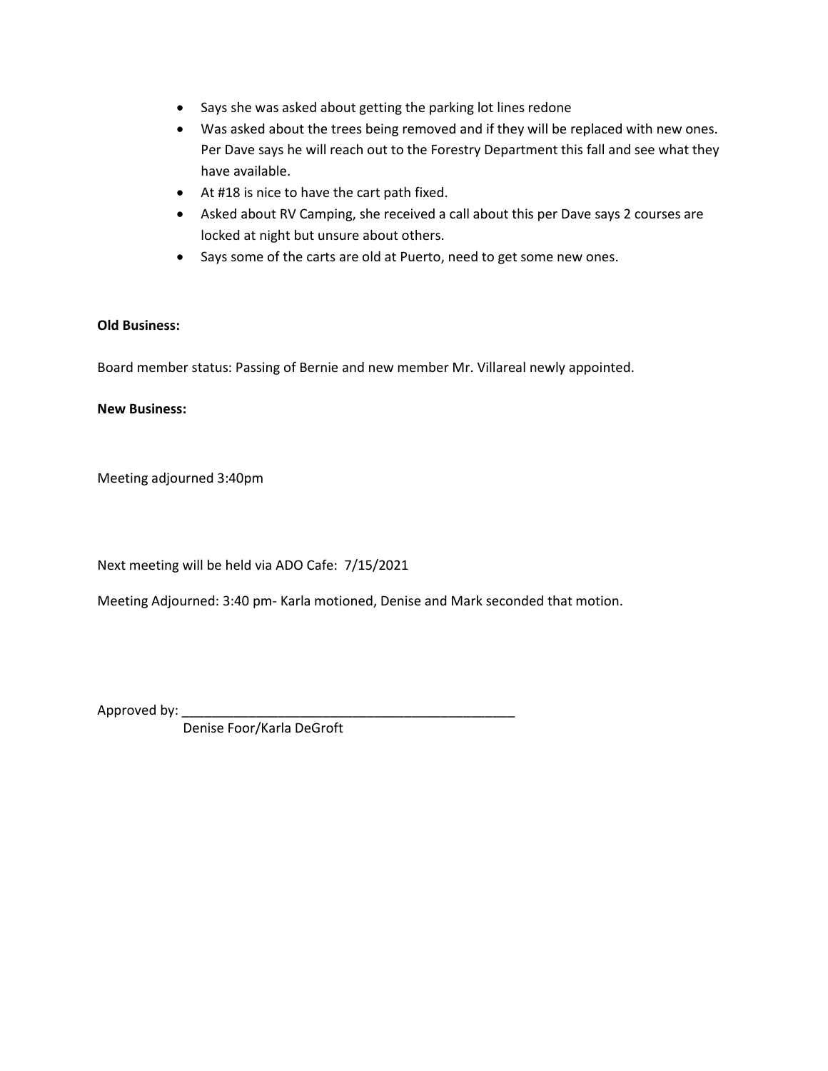- Says she was asked about getting the parking lot lines redone
- Was asked about the trees being removed and if they will be replaced with new ones. Per Dave says he will reach out to the Forestry Department this fall and see what they have available.
- At #18 is nice to have the cart path fixed.
- Asked about RV Camping, she received a call about this per Dave says 2 courses are locked at night but unsure about others.
- Says some of the carts are old at Puerto, need to get some new ones.

**Old Business:**

Board member status: Passing of Bernie and new member Mr. Villareal newly appointed.

**New Business:**

Meeting adjourned 3:40pm

Next meeting will be held via ADO Cafe: 7/15/2021

Meeting Adjourned: 3:40 pm- Karla motioned, Denise and Mark seconded that motion.

Approved by: ______________________________________________

Denise Foor/Karla DeGroft